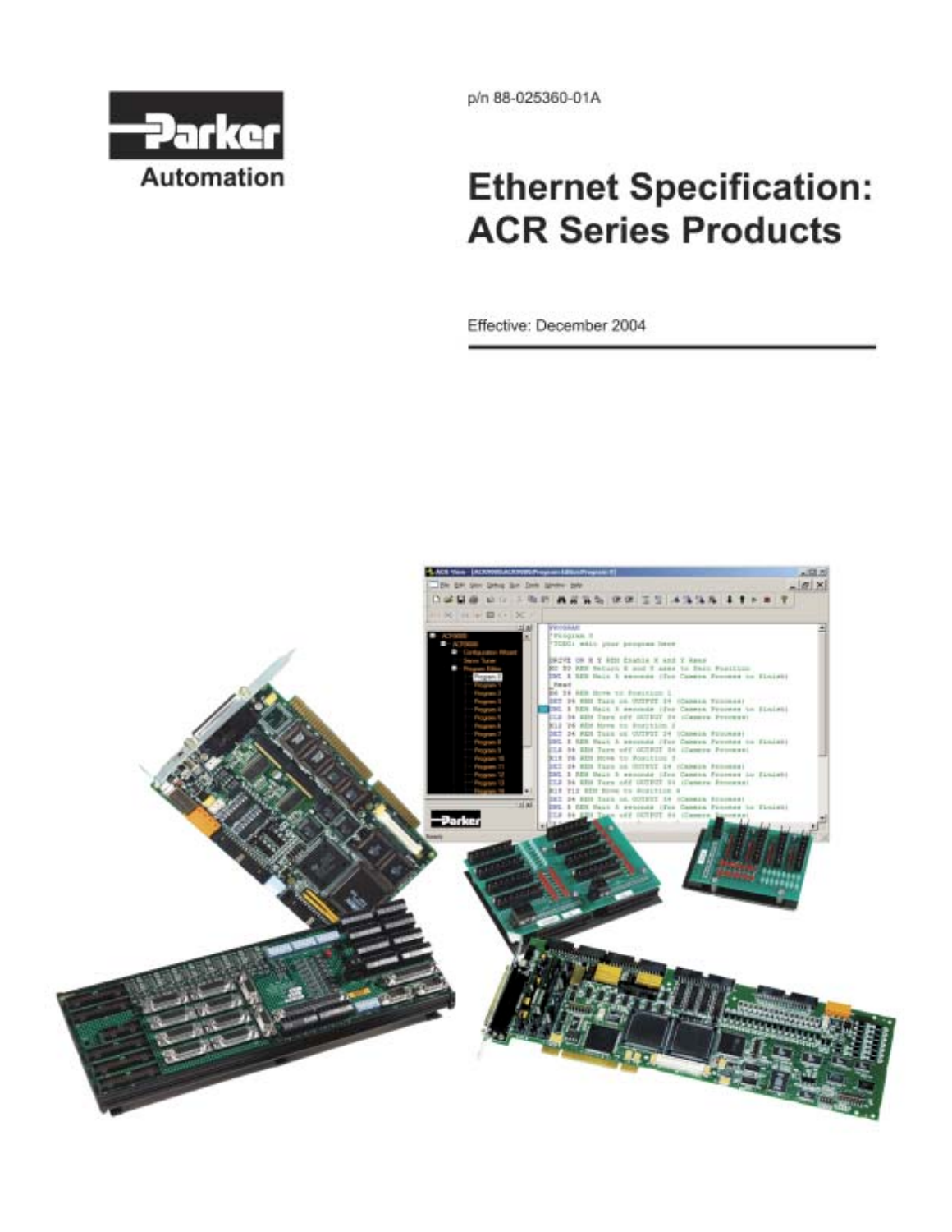Parker Automation

p/n 88-025360-01A

# Ethernet Specification: ACR Series Products

Effective: December 2004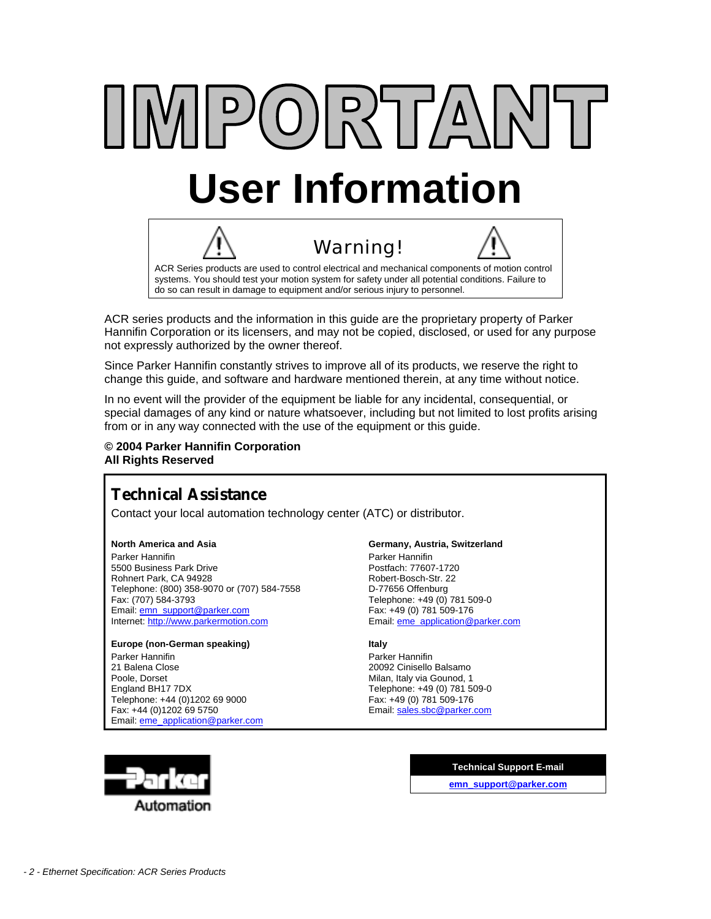# IMPORTANT

# User Information

> **Warning!**
>
> ACR Series products are used to control electrical and mechanical components of motion control systems. You should test your motion system for safety under all potential conditions. Failure to do so can result in damage to equipment and/or serious injury to personnel.

ACR series products and the information in this guide are the proprietary property of Parker Hannifin Corporation or its licensers, and may not be copied, disclosed, or used for any purpose not expressly authorized by the owner thereof.

Since Parker Hannifin constantly strives to improve all of its products, we reserve the right to change this guide, and software and hardware mentioned therein, at any time without notice.

In no event will the provider of the equipment be liable for any incidental, consequential, or special damages of any kind or nature whatsoever, including but not limited to lost profits arising from or in any way connected with the use of the equipment or this guide.

**© 2004 Parker Hannifin Corporation**
**All Rights Reserved**

## Technical Assistance

Contact your local automation technology center (ATC) or distributor.

**North America and Asia**
Parker Hannifin
5500 Business Park Drive
Rohnert Park, CA 94928
Telephone: (800) 358-9070 or (707) 584-7558
Fax: (707) 584-3793
Email: emn_support@parker.com
Internet: http://www.parkermotion.com

**Europe (non-German speaking)**
Parker Hannifin
21 Balena Close
Poole, Dorset
England BH17 7DX
Telephone: +44 (0)1202 69 9000
Fax: +44 (0)1202 69 5750
Email: eme_application@parker.com

**Germany, Austria, Switzerland**
Parker Hannifin
Postfach: 77607-1720
Robert-Bosch-Str. 22
D-77656 Offenburg
Telephone: +49 (0) 781 509-0
Fax: +49 (0) 781 509-176
Email: eme_application@parker.com

**Italy**
Parker Hannifin
20092 Cinisello Balsamo
Milan, Italy via Gounod, 1
Telephone: +49 (0) 781 509-0
Fax: +49 (0) 781 509-176
Email: sales.sbc@parker.com

Parker Automation

| **Technical Support E-mail** |
| --- |
| **emn_support@parker.com** |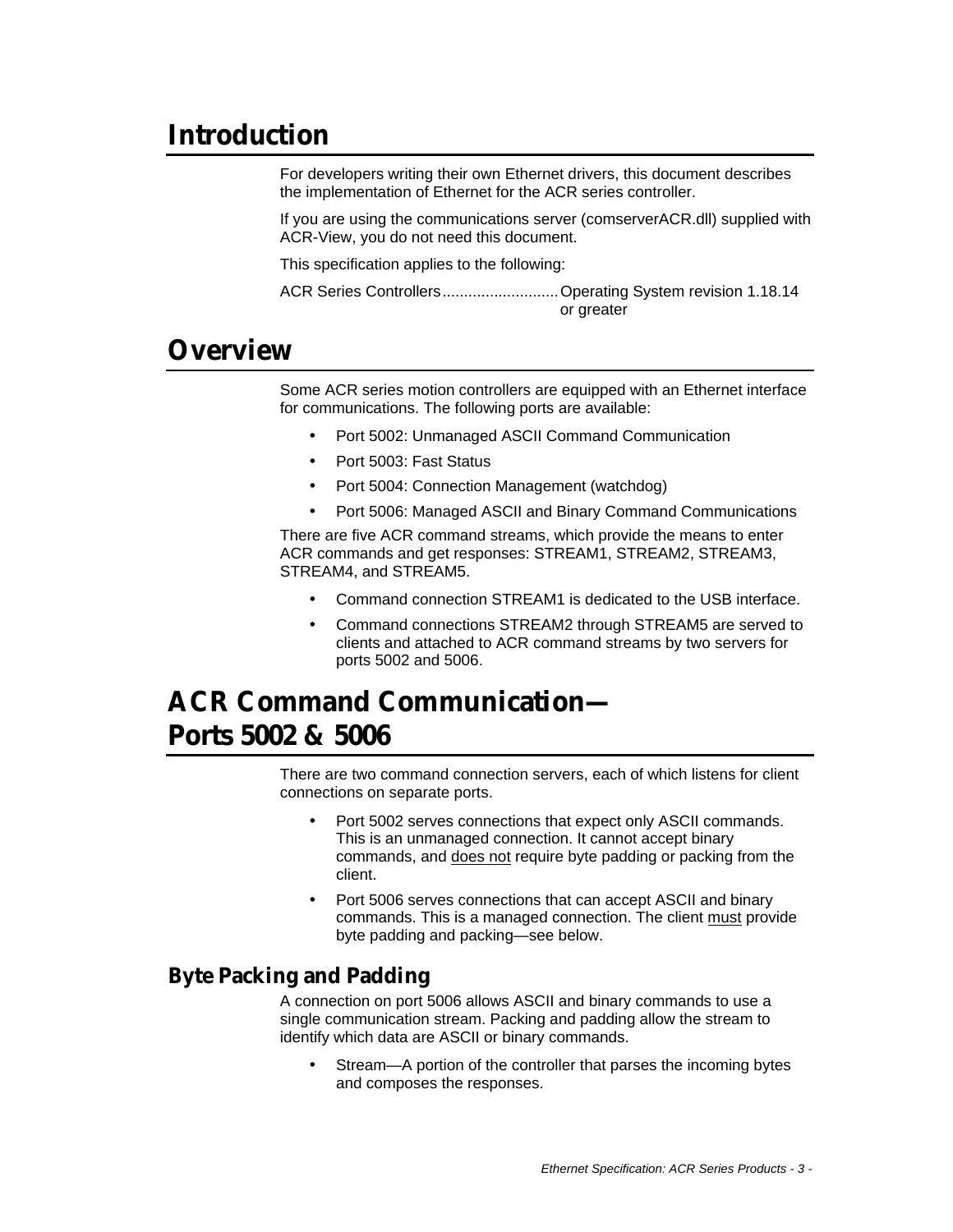# Introduction

For developers writing their own Ethernet drivers, this document describes the implementation of Ethernet for the ACR series controller.

If you are using the communications server (comserverACR.dll) supplied with ACR-View, you do not need this document.

This specification applies to the following:

ACR Series Controllers.......................... Operating System revision 1.18.14 or greater

# Overview

Some ACR series motion controllers are equipped with an Ethernet interface for communications. The following ports are available:

- Port 5002: Unmanaged ASCII Command Communication
- Port 5003: Fast Status
- Port 5004: Connection Management (watchdog)
- Port 5006: Managed ASCII and Binary Command Communications

There are five ACR command streams, which provide the means to enter ACR commands and get responses: STREAM1, STREAM2, STREAM3, STREAM4, and STREAM5.

- Command connection STREAM1 is dedicated to the USB interface.
- Command connections STREAM2 through STREAM5 are served to clients and attached to ACR command streams by two servers for ports 5002 and 5006.

# ACR Command Communication— Ports 5002 & 5006

There are two command connection servers, each of which listens for client connections on separate ports.

- Port 5002 serves connections that expect only ASCII commands. This is an unmanaged connection. It cannot accept binary commands, and <u>does not</u> require byte padding or packing from the client.
- Port 5006 serves connections that can accept ASCII and binary commands. This is a managed connection. The client <u>must</u> provide byte padding and packing—see below.

## Byte Packing and Padding

A connection on port 5006 allows ASCII and binary commands to use a single communication stream. Packing and padding allow the stream to identify which data are ASCII or binary commands.

- Stream—A portion of the controller that parses the incoming bytes and composes the responses.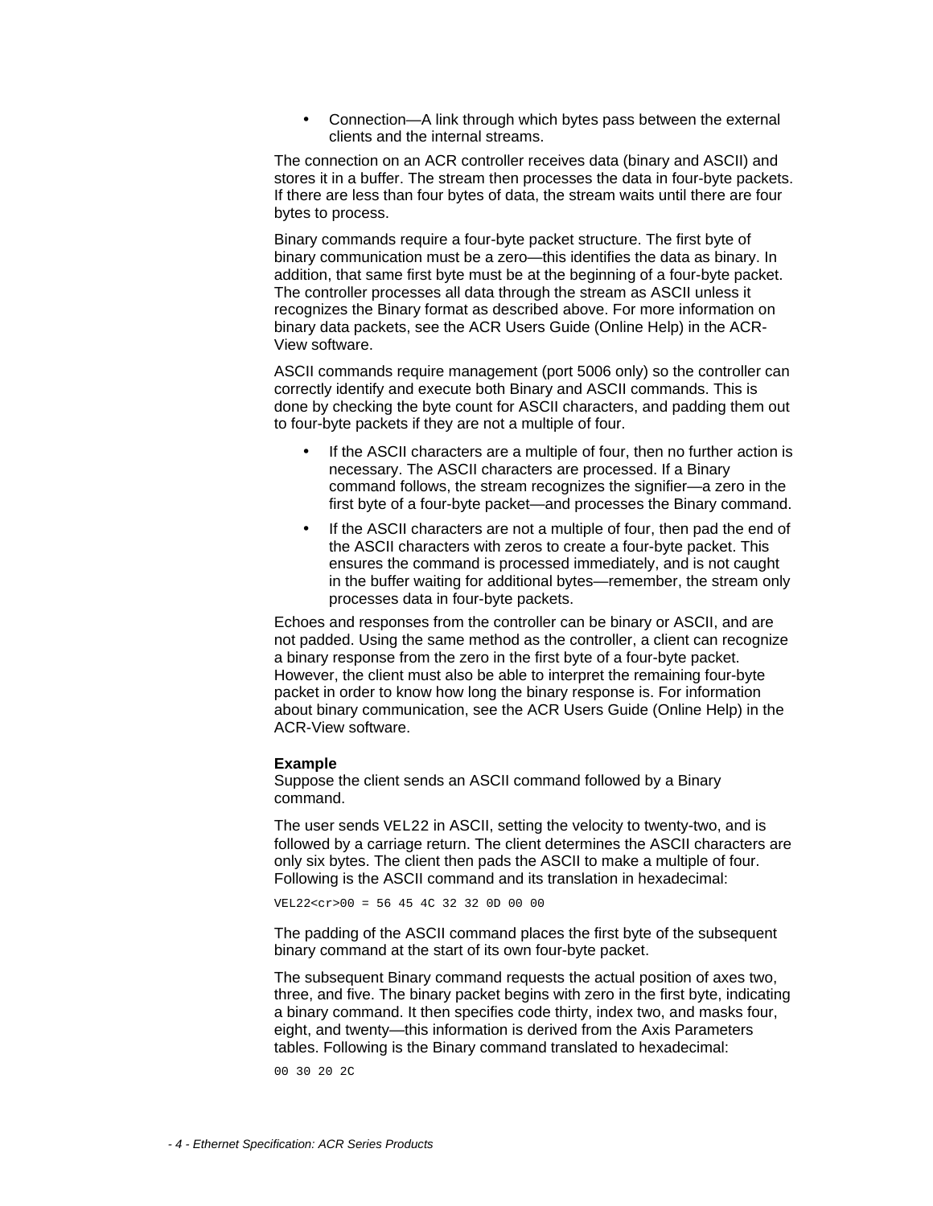- Connection—A link through which bytes pass between the external clients and the internal streams.

The connection on an ACR controller receives data (binary and ASCII) and stores it in a buffer. The stream then processes the data in four-byte packets. If there are less than four bytes of data, the stream waits until there are four bytes to process.

Binary commands require a four-byte packet structure. The first byte of binary communication must be a zero—this identifies the data as binary. In addition, that same first byte must be at the beginning of a four-byte packet. The controller processes all data through the stream as ASCII unless it recognizes the Binary format as described above. For more information on binary data packets, see the ACR Users Guide (Online Help) in the ACR-View software.

ASCII commands require management (port 5006 only) so the controller can correctly identify and execute both Binary and ASCII commands. This is done by checking the byte count for ASCII characters, and padding them out to four-byte packets if they are not a multiple of four.

- If the ASCII characters are a multiple of four, then no further action is necessary. The ASCII characters are processed. If a Binary command follows, the stream recognizes the signifier—a zero in the first byte of a four-byte packet—and processes the Binary command.
- If the ASCII characters are not a multiple of four, then pad the end of the ASCII characters with zeros to create a four-byte packet. This ensures the command is processed immediately, and is not caught in the buffer waiting for additional bytes—remember, the stream only processes data in four-byte packets.

Echoes and responses from the controller can be binary or ASCII, and are not padded. Using the same method as the controller, a client can recognize a binary response from the zero in the first byte of a four-byte packet. However, the client must also be able to interpret the remaining four-byte packet in order to know how long the binary response is. For information about binary communication, see the ACR Users Guide (Online Help) in the ACR-View software.

**Example**
Suppose the client sends an ASCII command followed by a Binary command.

The user sends `VEL22` in ASCII, setting the velocity to twenty-two, and is followed by a carriage return. The client determines the ASCII characters are only six bytes. The client then pads the ASCII to make a multiple of four. Following is the ASCII command and its translation in hexadecimal:

```
VEL22<cr>00 = 56 45 4C 32 32 0D 00 00
```

The padding of the ASCII command places the first byte of the subsequent binary command at the start of its own four-byte packet.

The subsequent Binary command requests the actual position of axes two, three, and five. The binary packet begins with zero in the first byte, indicating a binary command. It then specifies code thirty, index two, and masks four, eight, and twenty—this information is derived from the Axis Parameters tables. Following is the Binary command translated to hexadecimal:

```
00 30 20 2C
```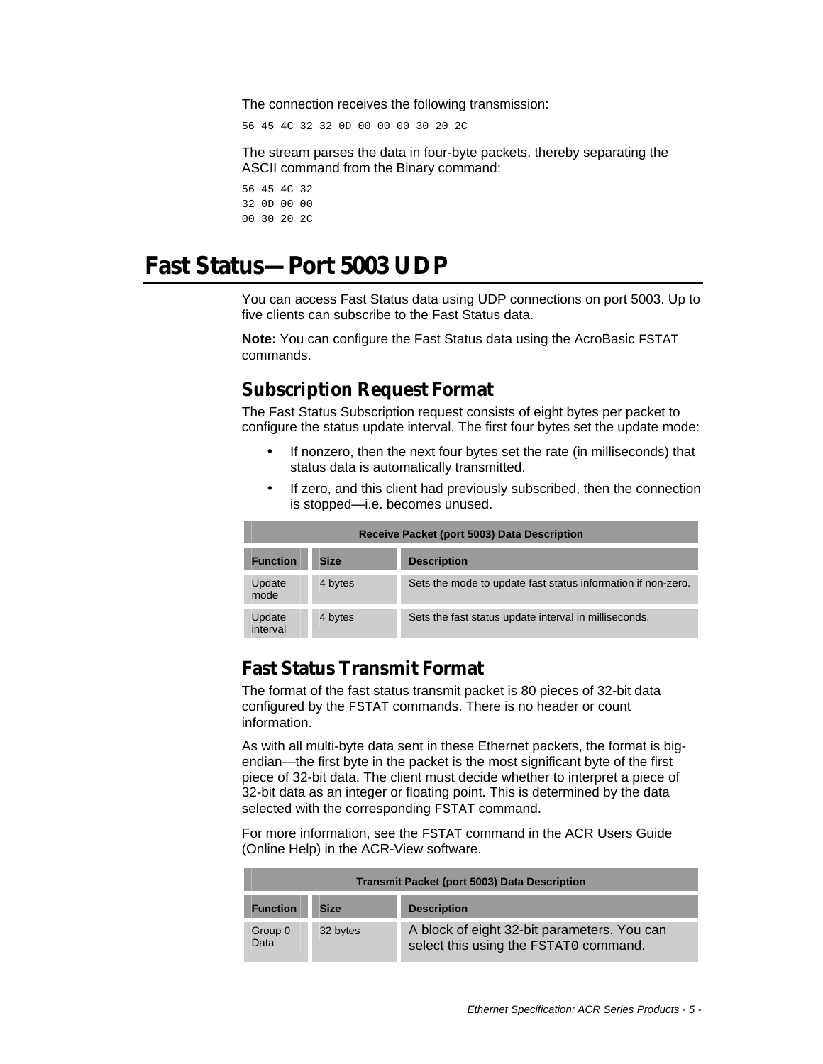The connection receives the following transmission:

```
56 45 4C 32 32 0D 00 00 00 30 20 2C
```

The stream parses the data in four-byte packets, thereby separating the ASCII command from the Binary command:

```
56 45 4C 32
32 0D 00 00
00 30 20 2C
```

# Fast Status—Port 5003 UDP

You can access Fast Status data using UDP connections on port 5003. Up to five clients can subscribe to the Fast Status data.

**Note:** You can configure the Fast Status data using the AcroBasic FSTAT commands.

## Subscription Request Format

The Fast Status Subscription request consists of eight bytes per packet to configure the status update interval. The first four bytes set the update mode:

- If nonzero, then the next four bytes set the rate (in milliseconds) that status data is automatically transmitted.
- If zero, and this client had previously subscribed, then the connection is stopped—i.e. becomes unused.

| Receive Packet (port 5003) Data Description | | |
|---|---|---|
| **Function** | **Size** | **Description** |
| Update mode | 4 bytes | Sets the mode to update fast status information if non-zero. |
| Update interval | 4 bytes | Sets the fast status update interval in milliseconds. |

## Fast Status Transmit Format

The format of the fast status transmit packet is 80 pieces of 32-bit data configured by the FSTAT commands. There is no header or count information.

As with all multi-byte data sent in these Ethernet packets, the format is big-endian—the first byte in the packet is the most significant byte of the first piece of 32-bit data. The client must decide whether to interpret a piece of 32-bit data as an integer or floating point. This is determined by the data selected with the corresponding FSTAT command.

For more information, see the FSTAT command in the ACR Users Guide (Online Help) in the ACR-View software.

| Transmit Packet (port 5003) Data Description | | |
|---|---|---|
| **Function** | **Size** | **Description** |
| Group 0 Data | 32 bytes | A block of eight 32-bit parameters. You can select this using the FSTAT0 command. |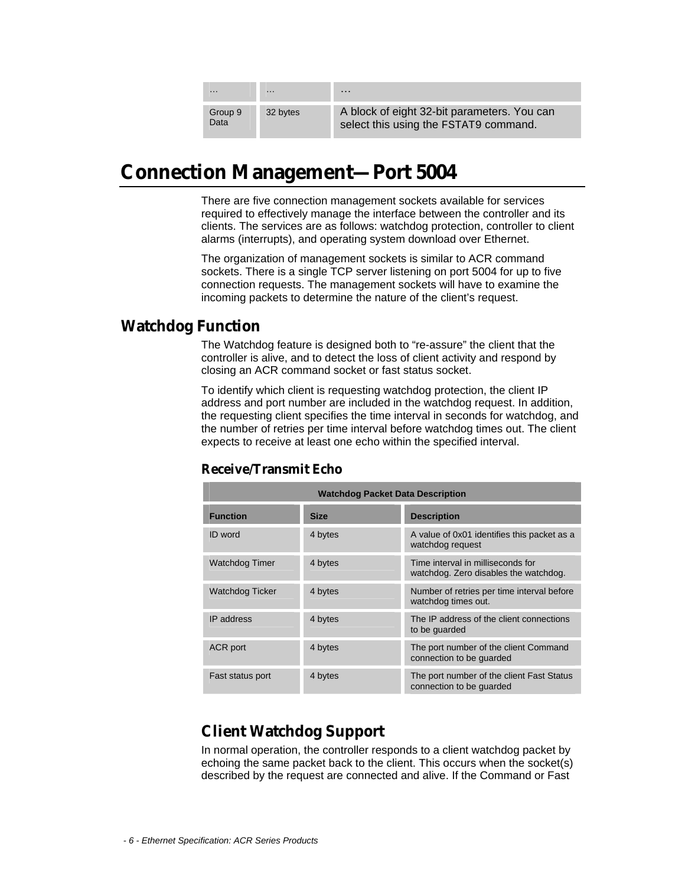| … | … | … |
|---|---|---|
| Group 9 Data | 32 bytes | A block of eight 32-bit parameters. You can select this using the FSTAT9 command. |

# Connection Management—Port 5004

There are five connection management sockets available for services required to effectively manage the interface between the controller and its clients. The services are as follows: watchdog protection, controller to client alarms (interrupts), and operating system download over Ethernet.

The organization of management sockets is similar to ACR command sockets. There is a single TCP server listening on port 5004 for up to five connection requests. The management sockets will have to examine the incoming packets to determine the nature of the client's request.

## Watchdog Function

The Watchdog feature is designed both to "re-assure" the client that the controller is alive, and to detect the loss of client activity and respond by closing an ACR command socket or fast status socket.

To identify which client is requesting watchdog protection, the client IP address and port number are included in the watchdog request. In addition, the requesting client specifies the time interval in seconds for watchdog, and the number of retries per time interval before watchdog times out. The client expects to receive at least one echo within the specified interval.

### Receive/Transmit Echo

| Watchdog Packet Data Description | | |
|---|---|---|
| **Function** | **Size** | **Description** |
| ID word | 4 bytes | A value of 0x01 identifies this packet as a watchdog request |
| Watchdog Timer | 4 bytes | Time interval in milliseconds for watchdog. Zero disables the watchdog. |
| Watchdog Ticker | 4 bytes | Number of retries per time interval before watchdog times out. |
| IP address | 4 bytes | The IP address of the client connections to be guarded |
| ACR port | 4 bytes | The port number of the client Command connection to be guarded |
| Fast status port | 4 bytes | The port number of the client Fast Status connection to be guarded |

### Client Watchdog Support

In normal operation, the controller responds to a client watchdog packet by echoing the same packet back to the client. This occurs when the socket(s) described by the request are connected and alive. If the Command or Fast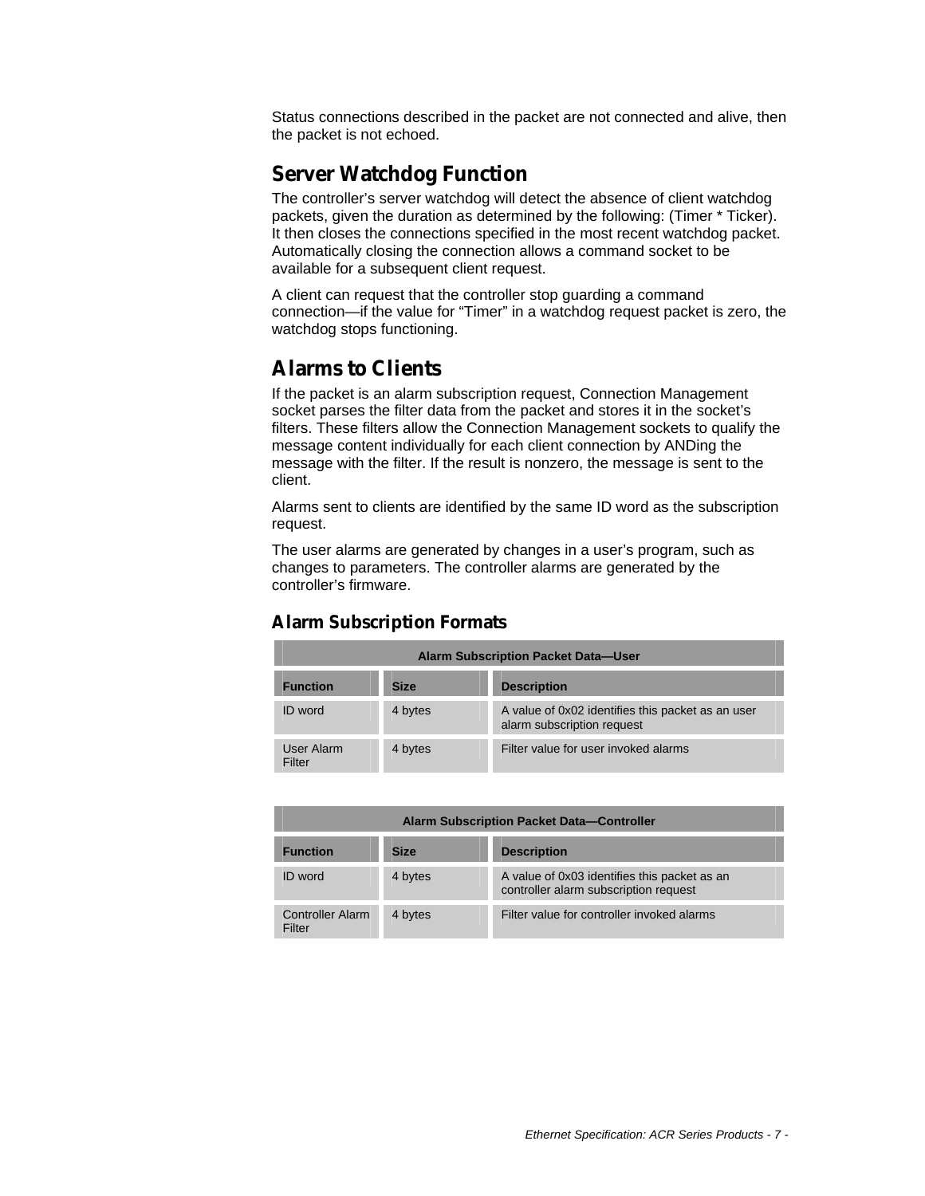Status connections described in the packet are not connected and alive, then the packet is not echoed.

## Server Watchdog Function

The controller's server watchdog will detect the absence of client watchdog packets, given the duration as determined by the following: (Timer * Ticker). It then closes the connections specified in the most recent watchdog packet. Automatically closing the connection allows a command socket to be available for a subsequent client request.

A client can request that the controller stop guarding a command connection—if the value for "Timer" in a watchdog request packet is zero, the watchdog stops functioning.

## Alarms to Clients

If the packet is an alarm subscription request, Connection Management socket parses the filter data from the packet and stores it in the socket's filters. These filters allow the Connection Management sockets to qualify the message content individually for each client connection by ANDing the message with the filter. If the result is nonzero, the message is sent to the client.

Alarms sent to clients are identified by the same ID word as the subscription request.

The user alarms are generated by changes in a user's program, such as changes to parameters. The controller alarms are generated by the controller's firmware.

### Alarm Subscription Formats

| Alarm Subscription Packet Data—User | | |
|---|---|---|
| **Function** | **Size** | **Description** |
| ID word | 4 bytes | A value of 0x02 identifies this packet as an user alarm subscription request |
| User Alarm Filter | 4 bytes | Filter value for user invoked alarms |

| Alarm Subscription Packet Data—Controller | | |
|---|---|---|
| **Function** | **Size** | **Description** |
| ID word | 4 bytes | A value of 0x03 identifies this packet as an controller alarm subscription request |
| Controller Alarm Filter | 4 bytes | Filter value for controller invoked alarms |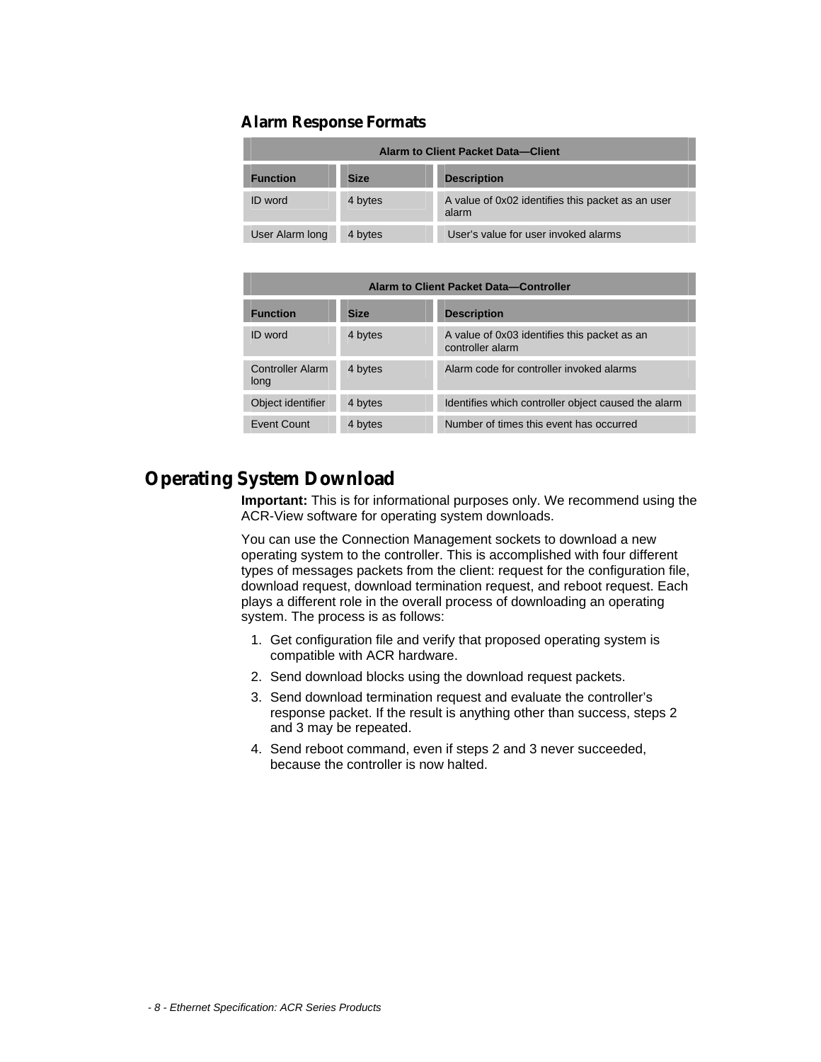### Alarm Response Formats

| Alarm to Client Packet Data—Client | | |
|---|---|---|
| **Function** | **Size** | **Description** |
| ID word | 4 bytes | A value of 0x02 identifies this packet as an user alarm |
| User Alarm long | 4 bytes | User's value for user invoked alarms |

| Alarm to Client Packet Data—Controller | | |
|---|---|---|
| **Function** | **Size** | **Description** |
| ID word | 4 bytes | A value of 0x03 identifies this packet as an controller alarm |
| Controller Alarm long | 4 bytes | Alarm code for controller invoked alarms |
| Object identifier | 4 bytes | Identifies which controller object caused the alarm |
| Event Count | 4 bytes | Number of times this event has occurred |

## Operating System Download

**Important:** This is for informational purposes only. We recommend using the ACR-View software for operating system downloads.

You can use the Connection Management sockets to download a new operating system to the controller. This is accomplished with four different types of messages packets from the client: request for the configuration file, download request, download termination request, and reboot request. Each plays a different role in the overall process of downloading an operating system. The process is as follows:

1. Get configuration file and verify that proposed operating system is compatible with ACR hardware.
2. Send download blocks using the download request packets.
3. Send download termination request and evaluate the controller's response packet. If the result is anything other than success, steps 2 and 3 may be repeated.
4. Send reboot command, even if steps 2 and 3 never succeeded, because the controller is now halted.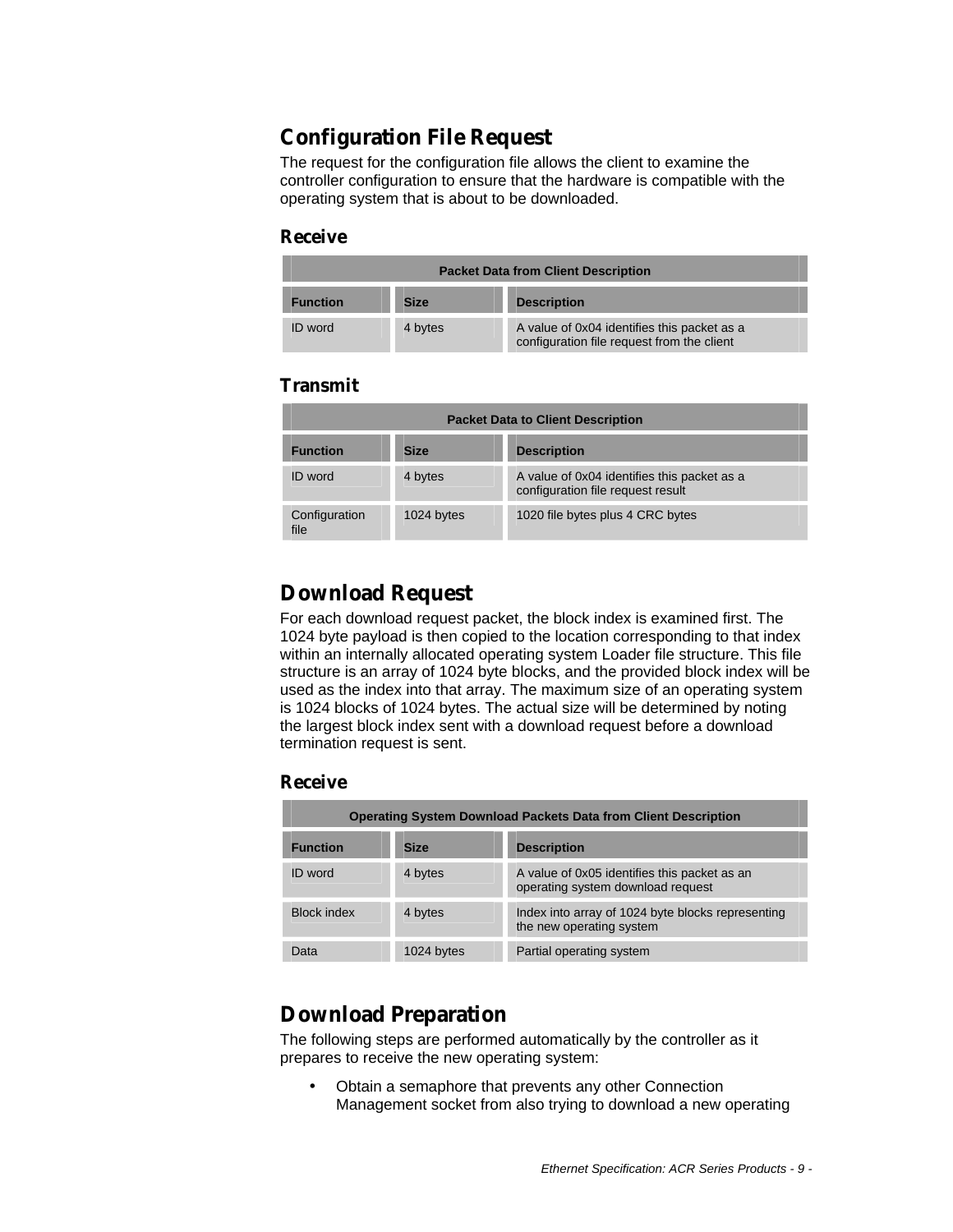## Configuration File Request

The request for the configuration file allows the client to examine the controller configuration to ensure that the hardware is compatible with the operating system that is about to be downloaded.

### Receive

| Packet Data from Client Description | | |
|---|---|---|
| **Function** | **Size** | **Description** |
| ID word | 4 bytes | A value of 0x04 identifies this packet as a configuration file request from the client |

### Transmit

| Packet Data to Client Description | | |
|---|---|---|
| **Function** | **Size** | **Description** |
| ID word | 4 bytes | A value of 0x04 identifies this packet as a configuration file request result |
| Configuration file | 1024 bytes | 1020 file bytes plus 4 CRC bytes |

## Download Request

For each download request packet, the block index is examined first. The 1024 byte payload is then copied to the location corresponding to that index within an internally allocated operating system Loader file structure. This file structure is an array of 1024 byte blocks, and the provided block index will be used as the index into that array. The maximum size of an operating system is 1024 blocks of 1024 bytes. The actual size will be determined by noting the largest block index sent with a download request before a download termination request is sent.

### Receive

| Operating System Download Packets Data from Client Description | | |
|---|---|---|
| **Function** | **Size** | **Description** |
| ID word | 4 bytes | A value of 0x05 identifies this packet as an operating system download request |
| Block index | 4 bytes | Index into array of 1024 byte blocks representing the new operating system |
| Data | 1024 bytes | Partial operating system |

## Download Preparation

The following steps are performed automatically by the controller as it prepares to receive the new operating system:

- Obtain a semaphore that prevents any other Connection Management socket from also trying to download a new operating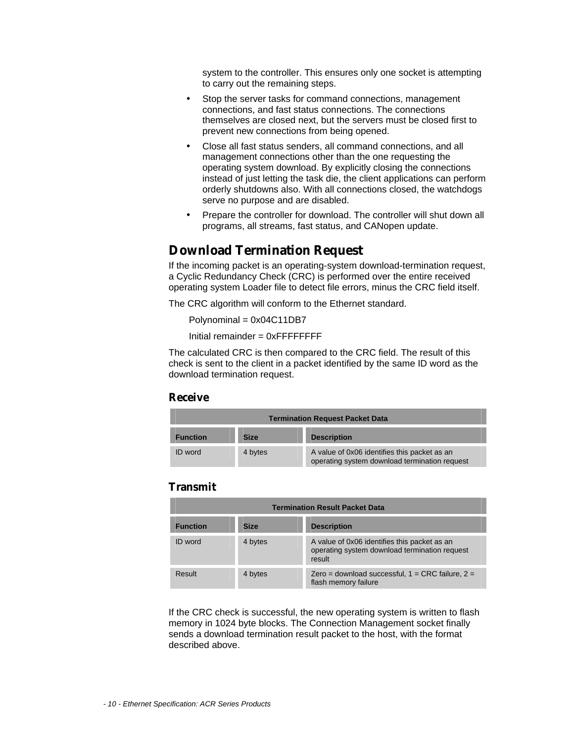system to the controller. This ensures only one socket is attempting to carry out the remaining steps.

- Stop the server tasks for command connections, management connections, and fast status connections. The connections themselves are closed next, but the servers must be closed first to prevent new connections from being opened.
- Close all fast status senders, all command connections, and all management connections other than the one requesting the operating system download. By explicitly closing the connections instead of just letting the task die, the client applications can perform orderly shutdowns also. With all connections closed, the watchdogs serve no purpose and are disabled.
- Prepare the controller for download. The controller will shut down all programs, all streams, fast status, and CANopen update.

## Download Termination Request

If the incoming packet is an operating-system download-termination request, a Cyclic Redundancy Check (CRC) is performed over the entire received operating system Loader file to detect file errors, minus the CRC field itself.

The CRC algorithm will conform to the Ethernet standard.

Polynominal = 0x04C11DB7

Initial remainder = 0xFFFFFFFF

The calculated CRC is then compared to the CRC field. The result of this check is sent to the client in a packet identified by the same ID word as the download termination request.

### Receive

| Termination Request Packet Data | | |
|---|---|---|
| **Function** | **Size** | **Description** |
| ID word | 4 bytes | A value of 0x06 identifies this packet as an operating system download termination request |

### Transmit

| Termination Result Packet Data | | |
|---|---|---|
| **Function** | **Size** | **Description** |
| ID word | 4 bytes | A value of 0x06 identifies this packet as an operating system download termination request result |
| Result | 4 bytes | Zero = download successful, 1 = CRC failure, 2 = flash memory failure |

If the CRC check is successful, the new operating system is written to flash memory in 1024 byte blocks. The Connection Management socket finally sends a download termination result packet to the host, with the format described above.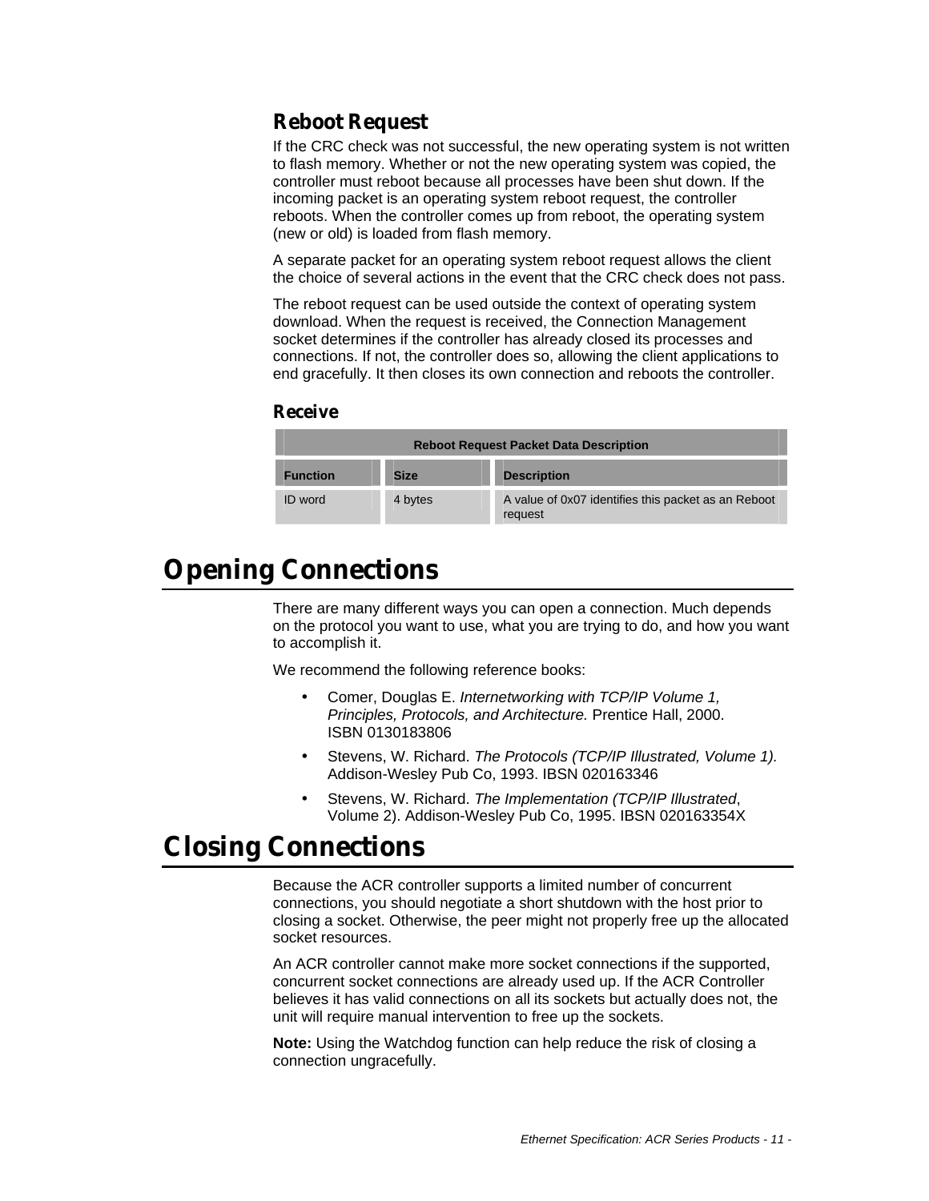### Reboot Request

If the CRC check was not successful, the new operating system is not written to flash memory. Whether or not the new operating system was copied, the controller must reboot because all processes have been shut down. If the incoming packet is an operating system reboot request, the controller reboots. When the controller comes up from reboot, the operating system (new or old) is loaded from flash memory.

A separate packet for an operating system reboot request allows the client the choice of several actions in the event that the CRC check does not pass.

The reboot request can be used outside the context of operating system download. When the request is received, the Connection Management socket determines if the controller has already closed its processes and connections. If not, the controller does so, allowing the client applications to end gracefully. It then closes its own connection and reboots the controller.

### Receive

| Reboot Request Packet Data Description | | |
|---|---|---|
| **Function** | **Size** | **Description** |
| ID word | 4 bytes | A value of 0x07 identifies this packet as an Reboot request |

# Opening Connections

There are many different ways you can open a connection. Much depends on the protocol you want to use, what you are trying to do, and how you want to accomplish it.

We recommend the following reference books:

- Comer, Douglas E. *Internetworking with TCP/IP Volume 1, Principles, Protocols, and Architecture.* Prentice Hall, 2000. ISBN 0130183806
- Stevens, W. Richard. *The Protocols (TCP/IP Illustrated, Volume 1).* Addison-Wesley Pub Co, 1993. IBSN 020163346
- Stevens, W. Richard. *The Implementation (TCP/IP Illustrated*, Volume 2). Addison-Wesley Pub Co, 1995. IBSN 020163354X

# Closing Connections

Because the ACR controller supports a limited number of concurrent connections, you should negotiate a short shutdown with the host prior to closing a socket. Otherwise, the peer might not properly free up the allocated socket resources.

An ACR controller cannot make more socket connections if the supported, concurrent socket connections are already used up. If the ACR Controller believes it has valid connections on all its sockets but actually does not, the unit will require manual intervention to free up the sockets.

**Note:** Using the Watchdog function can help reduce the risk of closing a connection ungracefully.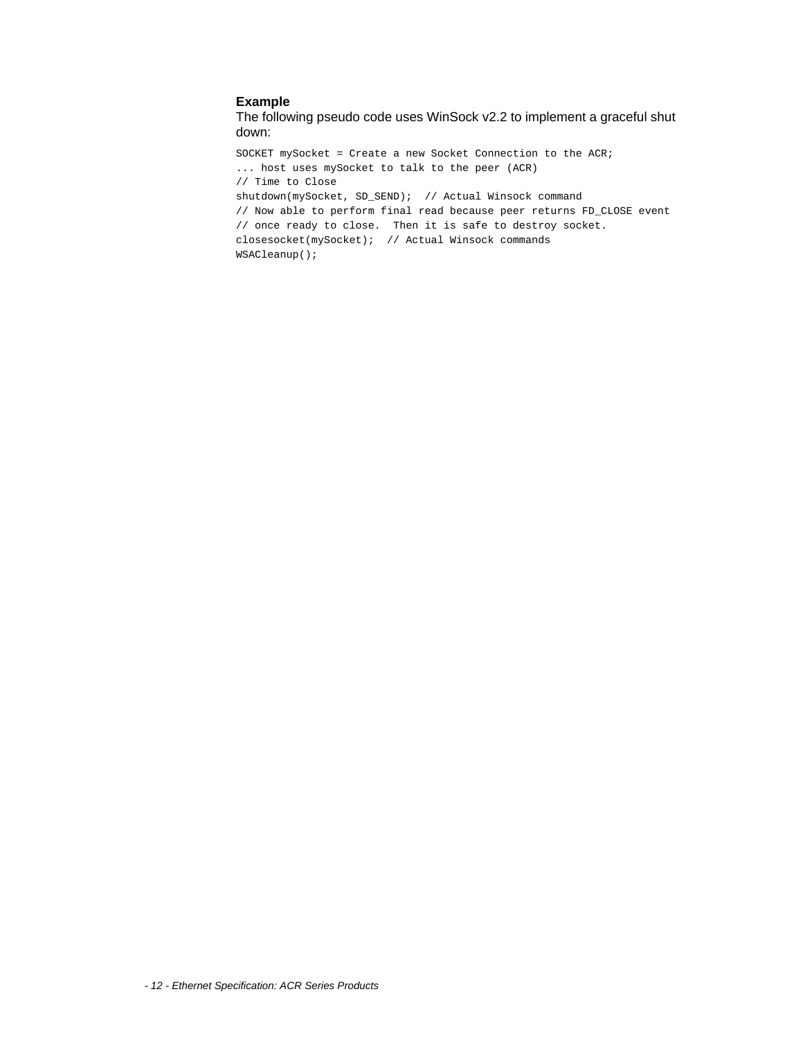**Example**

The following pseudo code uses WinSock v2.2 to implement a graceful shut down:

```
SOCKET mySocket = Create a new Socket Connection to the ACR;
... host uses mySocket to talk to the peer (ACR)
// Time to Close
shutdown(mySocket, SD_SEND);  // Actual Winsock command
// Now able to perform final read because peer returns FD_CLOSE event
// once ready to close.  Then it is safe to destroy socket.
closesocket(mySocket);  // Actual Winsock commands
WSACleanup();
```